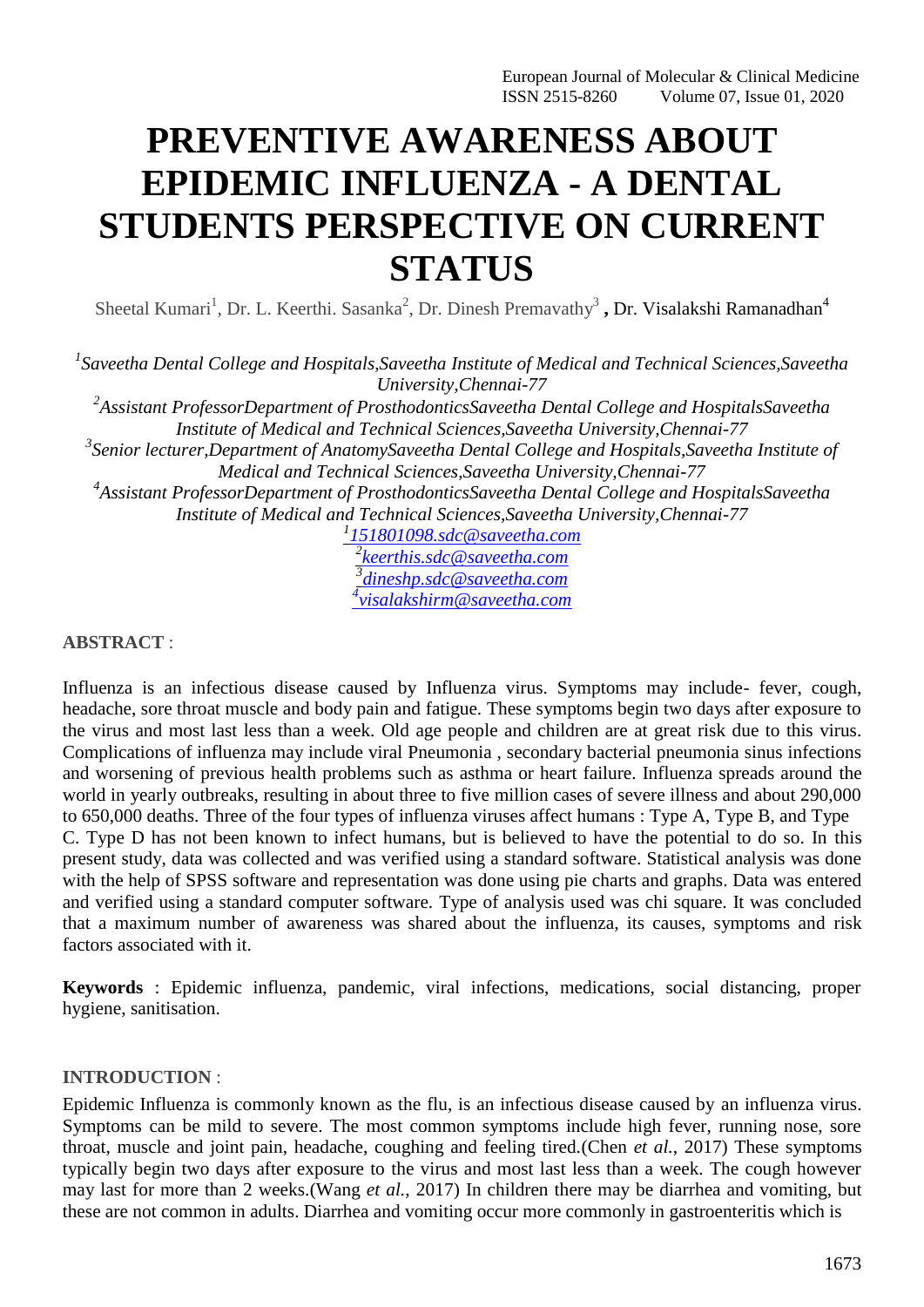# PREVENTIVE AWARENESS ABOUT EPIDEMIC INFLUENZA - A DENTAL STUDENTS PERSPECTIVE ON CURRENT STATUS

Sheetal Kumari[1], Dr. L. Keerthi. Sasanka[2], Dr. Dinesh Premavathy[3] **,** Dr. Visalakshi Ramanadhan[4]

*[1]Saveetha Dental College and Hospitals,Saveetha Institute of Medical and Technical Sciences,Saveetha University,Chennai-77*
*[2]Assistant ProfessorDepartment of ProsthodonticsSaveetha Dental College and HospitalsSaveetha Institute of Medical and Technical Sciences,Saveetha University,Chennai-77*
*[3]Senior lecturer,Department of AnatomySaveetha Dental College and Hospitals,Saveetha Institute of Medical and Technical Sciences,Saveetha University,Chennai-77*
*[4]Assistant ProfessorDepartment of ProsthodonticsSaveetha Dental College and HospitalsSaveetha Institute of Medical and Technical Sciences,Saveetha University,Chennai-77*
*[1]151801098.sdc@saveetha.com*
*[2]keerthis.sdc@saveetha.com*
*[3]dineshp.sdc@saveetha.com*
*[4]visalakshirm@saveetha.com*

**ABSTRACT** :

Influenza is an infectious disease caused by Influenza virus. Symptoms may include- fever, cough, headache, sore throat muscle and body pain and fatigue. These symptoms begin two days after exposure to the virus and most last less than a week. Old age people and children are at great risk due to this virus. Complications of influenza may include viral Pneumonia , secondary bacterial pneumonia sinus infections and worsening of previous health problems such as asthma or heart failure. Influenza spreads around the world in yearly outbreaks, resulting in about three to five million cases of severe illness and about 290,000 to 650,000 deaths. Three of the four types of influenza viruses affect humans : Type A, Type B, and Type C. Type D has not been known to infect humans, but is believed to have the potential to do so. In this present study, data was collected and was verified using a standard software. Statistical analysis was done with the help of SPSS software and representation was done using pie charts and graphs. Data was entered and verified using a standard computer software. Type of analysis used was chi square. It was concluded that a maximum number of awareness was shared about the influenza, its causes, symptoms and risk factors associated with it.

**Keywords** : Epidemic influenza, pandemic, viral infections, medications, social distancing, proper hygiene, sanitisation.

**INTRODUCTION** :

Epidemic Influenza is commonly known as the flu, is an infectious disease caused by an influenza virus. Symptoms can be mild to severe. The most common symptoms include high fever, running nose, sore throat, muscle and joint pain, headache, coughing and feeling tired.(Chen *et al.*, 2017) These symptoms typically begin two days after exposure to the virus and most last less than a week. The cough however may last for more than 2 weeks.(Wang *et al.*, 2017) In children there may be diarrhea and vomiting, but these are not common in adults. Diarrhea and vomiting occur more commonly in gastroenteritis which is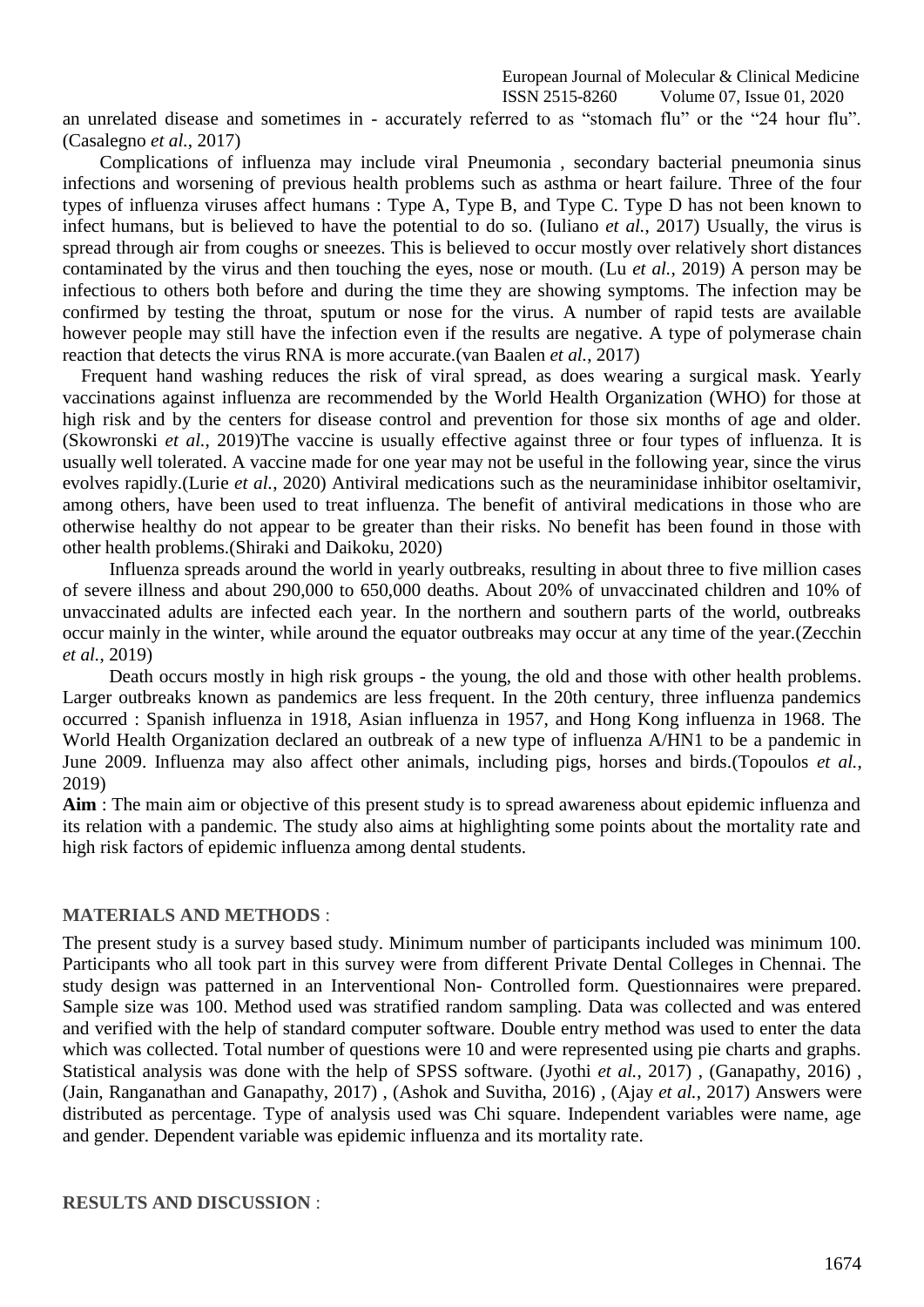an unrelated disease and sometimes in - accurately referred to as "stomach flu" or the "24 hour flu". (Casalegno *et al.*, 2017)

Complications of influenza may include viral Pneumonia , secondary bacterial pneumonia sinus infections and worsening of previous health problems such as asthma or heart failure. Three of the four types of influenza viruses affect humans : Type A, Type B, and Type C. Type D has not been known to infect humans, but is believed to have the potential to do so. (Iuliano *et al.*, 2017) Usually, the virus is spread through air from coughs or sneezes. This is believed to occur mostly over relatively short distances contaminated by the virus and then touching the eyes, nose or mouth. (Lu *et al.*, 2019) A person may be infectious to others both before and during the time they are showing symptoms. The infection may be confirmed by testing the throat, sputum or nose for the virus. A number of rapid tests are available however people may still have the infection even if the results are negative. A type of polymerase chain reaction that detects the virus RNA is more accurate.(van Baalen *et al.*, 2017)

Frequent hand washing reduces the risk of viral spread, as does wearing a surgical mask. Yearly vaccinations against influenza are recommended by the World Health Organization (WHO) for those at high risk and by the centers for disease control and prevention for those six months of age and older. (Skowronski *et al.*, 2019)The vaccine is usually effective against three or four types of influenza. It is usually well tolerated. A vaccine made for one year may not be useful in the following year, since the virus evolves rapidly.(Lurie *et al.*, 2020) Antiviral medications such as the neuraminidase inhibitor oseltamivir, among others, have been used to treat influenza. The benefit of antiviral medications in those who are otherwise healthy do not appear to be greater than their risks. No benefit has been found in those with other health problems.(Shiraki and Daikoku, 2020)

Influenza spreads around the world in yearly outbreaks, resulting in about three to five million cases of severe illness and about 290,000 to 650,000 deaths. About 20% of unvaccinated children and 10% of unvaccinated adults are infected each year. In the northern and southern parts of the world, outbreaks occur mainly in the winter, while around the equator outbreaks may occur at any time of the year.(Zecchin *et al.*, 2019)

Death occurs mostly in high risk groups - the young, the old and those with other health problems. Larger outbreaks known as pandemics are less frequent. In the 20th century, three influenza pandemics occurred : Spanish influenza in 1918, Asian influenza in 1957, and Hong Kong influenza in 1968. The World Health Organization declared an outbreak of a new type of influenza A/HN1 to be a pandemic in June 2009. Influenza may also affect other animals, including pigs, horses and birds.(Topoulos *et al.*, 2019)

**Aim** : The main aim or objective of this present study is to spread awareness about epidemic influenza and its relation with a pandemic. The study also aims at highlighting some points about the mortality rate and high risk factors of epidemic influenza among dental students.

## MATERIALS AND METHODS :

The present study is a survey based study. Minimum number of participants included was minimum 100. Participants who all took part in this survey were from different Private Dental Colleges in Chennai. The study design was patterned in an Interventional Non- Controlled form. Questionnaires were prepared. Sample size was 100. Method used was stratified random sampling. Data was collected and was entered and verified with the help of standard computer software. Double entry method was used to enter the data which was collected. Total number of questions were 10 and were represented using pie charts and graphs. Statistical analysis was done with the help of SPSS software. (Jyothi *et al.*, 2017) , (Ganapathy, 2016) , (Jain, Ranganathan and Ganapathy, 2017) , (Ashok and Suvitha, 2016) , (Ajay *et al.*, 2017) Answers were distributed as percentage. Type of analysis used was Chi square. Independent variables were name, age and gender. Dependent variable was epidemic influenza and its mortality rate.

## RESULTS AND DISCUSSION :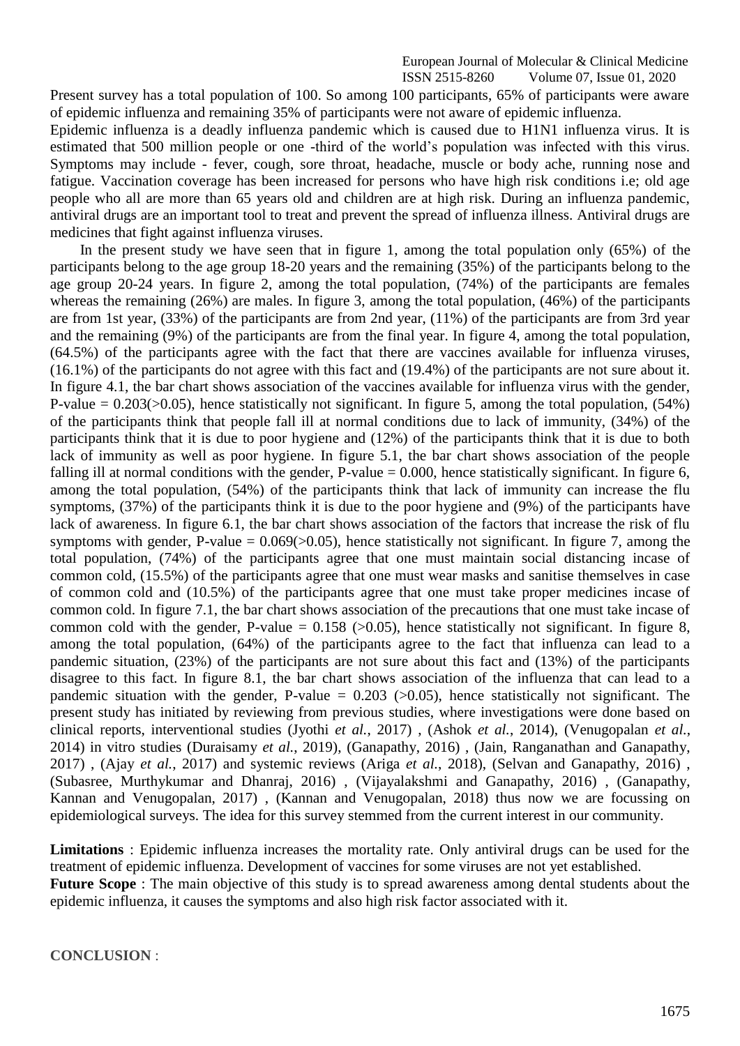Present survey has a total population of 100. So among 100 participants, 65% of participants were aware of epidemic influenza and remaining 35% of participants were not aware of epidemic influenza.
Epidemic influenza is a deadly influenza pandemic which is caused due to H1N1 influenza virus. It is estimated that 500 million people or one -third of the world's population was infected with this virus. Symptoms may include - fever, cough, sore throat, headache, muscle or body ache, running nose and fatigue. Vaccination coverage has been increased for persons who have high risk conditions i.e; old age people who all are more than 65 years old and children are at high risk. During an influenza pandemic, antiviral drugs are an important tool to treat and prevent the spread of influenza illness. Antiviral drugs are medicines that fight against influenza viruses.

In the present study we have seen that in figure 1, among the total population only (65%) of the participants belong to the age group 18-20 years and the remaining (35%) of the participants belong to the age group 20-24 years. In figure 2, among the total population, (74%) of the participants are females whereas the remaining (26%) are males. In figure 3, among the total population, (46%) of the participants are from 1st year, (33%) of the participants are from 2nd year, (11%) of the participants are from 3rd year and the remaining (9%) of the participants are from the final year. In figure 4, among the total population, (64.5%) of the participants agree with the fact that there are vaccines available for influenza viruses, (16.1%) of the participants do not agree with this fact and (19.4%) of the participants are not sure about it. In figure 4.1, the bar chart shows association of the vaccines available for influenza virus with the gender, P-value = 0.203(>0.05), hence statistically not significant. In figure 5, among the total population, (54%) of the participants think that people fall ill at normal conditions due to lack of immunity, (34%) of the participants think that it is due to poor hygiene and (12%) of the participants think that it is due to both lack of immunity as well as poor hygiene. In figure 5.1, the bar chart shows association of the people falling ill at normal conditions with the gender, P-value = 0.000, hence statistically significant. In figure 6, among the total population, (54%) of the participants think that lack of immunity can increase the flu symptoms, (37%) of the participants think it is due to the poor hygiene and (9%) of the participants have lack of awareness. In figure 6.1, the bar chart shows association of the factors that increase the risk of flu symptoms with gender, P-value = 0.069(>0.05), hence statistically not significant. In figure 7, among the total population, (74%) of the participants agree that one must maintain social distancing incase of common cold, (15.5%) of the participants agree that one must wear masks and sanitise themselves in case of common cold and (10.5%) of the participants agree that one must take proper medicines incase of common cold. In figure 7.1, the bar chart shows association of the precautions that one must take incase of common cold with the gender, P-value = 0.158 (>0.05), hence statistically not significant. In figure 8, among the total population, (64%) of the participants agree to the fact that influenza can lead to a pandemic situation, (23%) of the participants are not sure about this fact and (13%) of the participants disagree to this fact. In figure 8.1, the bar chart shows association of the influenza that can lead to a pandemic situation with the gender, P-value = 0.203 (>0.05), hence statistically not significant. The present study has initiated by reviewing from previous studies, where investigations were done based on clinical reports, interventional studies (Jyothi *et al.*, 2017) , (Ashok *et al.*, 2014), (Venugopalan *et al.*, 2014) in vitro studies (Duraisamy *et al.*, 2019), (Ganapathy, 2016) , (Jain, Ranganathan and Ganapathy, 2017) , (Ajay *et al.*, 2017) and systemic reviews (Ariga *et al.*, 2018), (Selvan and Ganapathy, 2016) , (Subasree, Murthykumar and Dhanraj, 2016) , (Vijayalakshmi and Ganapathy, 2016) , (Ganapathy, Kannan and Venugopalan, 2017) , (Kannan and Venugopalan, 2018) thus now we are focussing on epidemiological surveys. The idea for this survey stemmed from the current interest in our community.

**Limitations** : Epidemic influenza increases the mortality rate. Only antiviral drugs can be used for the treatment of epidemic influenza. Development of vaccines for some viruses are not yet established.
**Future Scope** : The main objective of this study is to spread awareness among dental students about the epidemic influenza, it causes the symptoms and also high risk factor associated with it.

## CONCLUSION :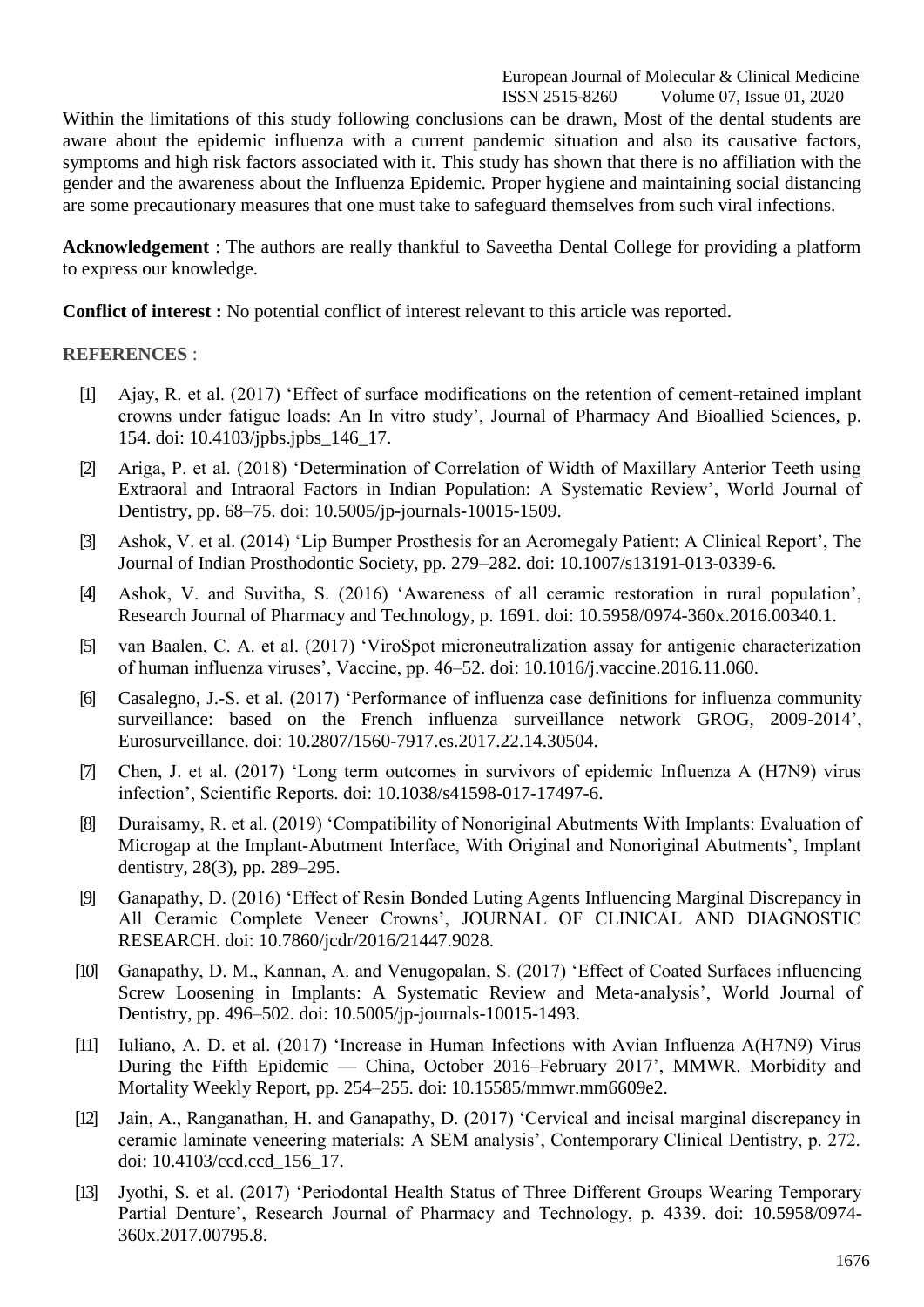Within the limitations of this study following conclusions can be drawn, Most of the dental students are aware about the epidemic influenza with a current pandemic situation and also its causative factors, symptoms and high risk factors associated with it. This study has shown that there is no affiliation with the gender and the awareness about the Influenza Epidemic. Proper hygiene and maintaining social distancing are some precautionary measures that one must take to safeguard themselves from such viral infections.

**Acknowledgement** : The authors are really thankful to Saveetha Dental College for providing a platform to express our knowledge.

**Conflict of interest :** No potential conflict of interest relevant to this article was reported.

## REFERENCES :

[1] Ajay, R. et al. (2017) 'Effect of surface modifications on the retention of cement-retained implant crowns under fatigue loads: An In vitro study', Journal of Pharmacy And Bioallied Sciences, p. 154. doi: 10.4103/jpbs.jpbs_146_17.

[2] Ariga, P. et al. (2018) 'Determination of Correlation of Width of Maxillary Anterior Teeth using Extraoral and Intraoral Factors in Indian Population: A Systematic Review', World Journal of Dentistry, pp. 68–75. doi: 10.5005/jp-journals-10015-1509.

[3] Ashok, V. et al. (2014) 'Lip Bumper Prosthesis for an Acromegaly Patient: A Clinical Report', The Journal of Indian Prosthodontic Society, pp. 279–282. doi: 10.1007/s13191-013-0339-6.

[4] Ashok, V. and Suvitha, S. (2016) 'Awareness of all ceramic restoration in rural population', Research Journal of Pharmacy and Technology, p. 1691. doi: 10.5958/0974-360x.2016.00340.1.

[5] van Baalen, C. A. et al. (2017) 'ViroSpot microneutralization assay for antigenic characterization of human influenza viruses', Vaccine, pp. 46–52. doi: 10.1016/j.vaccine.2016.11.060.

[6] Casalegno, J.-S. et al. (2017) 'Performance of influenza case definitions for influenza community surveillance: based on the French influenza surveillance network GROG, 2009-2014', Eurosurveillance. doi: 10.2807/1560-7917.es.2017.22.14.30504.

[7] Chen, J. et al. (2017) 'Long term outcomes in survivors of epidemic Influenza A (H7N9) virus infection', Scientific Reports. doi: 10.1038/s41598-017-17497-6.

[8] Duraisamy, R. et al. (2019) 'Compatibility of Nonoriginal Abutments With Implants: Evaluation of Microgap at the Implant-Abutment Interface, With Original and Nonoriginal Abutments', Implant dentistry, 28(3), pp. 289–295.

[9] Ganapathy, D. (2016) 'Effect of Resin Bonded Luting Agents Influencing Marginal Discrepancy in All Ceramic Complete Veneer Crowns', JOURNAL OF CLINICAL AND DIAGNOSTIC RESEARCH. doi: 10.7860/jcdr/2016/21447.9028.

[10] Ganapathy, D. M., Kannan, A. and Venugopalan, S. (2017) 'Effect of Coated Surfaces influencing Screw Loosening in Implants: A Systematic Review and Meta-analysis', World Journal of Dentistry, pp. 496–502. doi: 10.5005/jp-journals-10015-1493.

[11] Iuliano, A. D. et al. (2017) 'Increase in Human Infections with Avian Influenza A(H7N9) Virus During the Fifth Epidemic — China, October 2016–February 2017', MMWR. Morbidity and Mortality Weekly Report, pp. 254–255. doi: 10.15585/mmwr.mm6609e2.

[12] Jain, A., Ranganathan, H. and Ganapathy, D. (2017) 'Cervical and incisal marginal discrepancy in ceramic laminate veneering materials: A SEM analysis', Contemporary Clinical Dentistry, p. 272. doi: 10.4103/ccd.ccd_156_17.

[13] Jyothi, S. et al. (2017) 'Periodontal Health Status of Three Different Groups Wearing Temporary Partial Denture', Research Journal of Pharmacy and Technology, p. 4339. doi: 10.5958/0974-360x.2017.00795.8.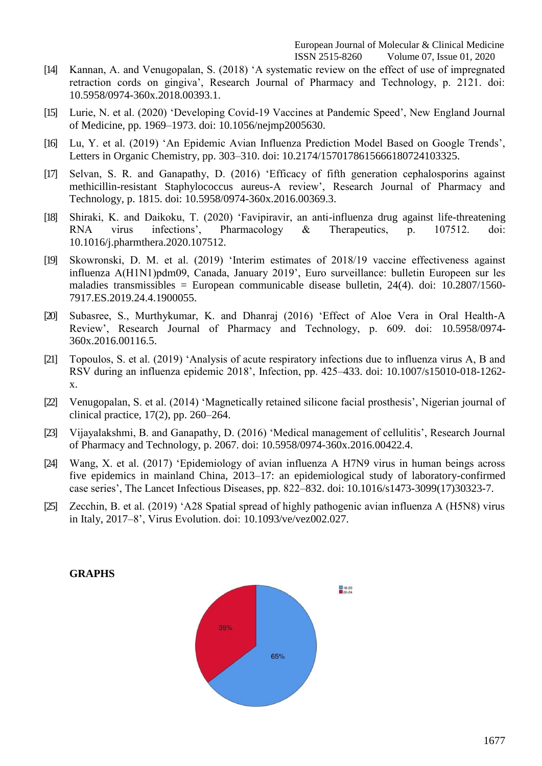[14] Kannan, A. and Venugopalan, S. (2018) 'A systematic review on the effect of use of impregnated retraction cords on gingiva', Research Journal of Pharmacy and Technology, p. 2121. doi: 10.5958/0974-360x.2018.00393.1.

[15] Lurie, N. et al. (2020) 'Developing Covid-19 Vaccines at Pandemic Speed', New England Journal of Medicine, pp. 1969–1973. doi: 10.1056/nejmp2005630.

[16] Lu, Y. et al. (2019) 'An Epidemic Avian Influenza Prediction Model Based on Google Trends', Letters in Organic Chemistry, pp. 303–310. doi: 10.2174/1570178615666180724103325.

[17] Selvan, S. R. and Ganapathy, D. (2016) 'Efficacy of fifth generation cephalosporins against methicillin-resistant Staphylococcus aureus-A review', Research Journal of Pharmacy and Technology, p. 1815. doi: 10.5958/0974-360x.2016.00369.3.

[18] Shiraki, K. and Daikoku, T. (2020) 'Favipiravir, an anti-influenza drug against life-threatening RNA virus infections', Pharmacology & Therapeutics, p. 107512. doi: 10.1016/j.pharmthera.2020.107512.

[19] Skowronski, D. M. et al. (2019) 'Interim estimates of 2018/19 vaccine effectiveness against influenza A(H1N1)pdm09, Canada, January 2019', Euro surveillance: bulletin Europeen sur les maladies transmissibles = European communicable disease bulletin, 24(4). doi: 10.2807/1560-7917.ES.2019.24.4.1900055.

[20] Subasree, S., Murthykumar, K. and Dhanraj (2016) 'Effect of Aloe Vera in Oral Health-A Review', Research Journal of Pharmacy and Technology, p. 609. doi: 10.5958/0974-360x.2016.00116.5.

[21] Topoulos, S. et al. (2019) 'Analysis of acute respiratory infections due to influenza virus A, B and RSV during an influenza epidemic 2018', Infection, pp. 425–433. doi: 10.1007/s15010-018-1262-x.

[22] Venugopalan, S. et al. (2014) 'Magnetically retained silicone facial prosthesis', Nigerian journal of clinical practice, 17(2), pp. 260–264.

[23] Vijayalakshmi, B. and Ganapathy, D. (2016) 'Medical management of cellulitis', Research Journal of Pharmacy and Technology, p. 2067. doi: 10.5958/0974-360x.2016.00422.4.

[24] Wang, X. et al. (2017) 'Epidemiology of avian influenza A H7N9 virus in human beings across five epidemics in mainland China, 2013–17: an epidemiological study of laboratory-confirmed case series', The Lancet Infectious Diseases, pp. 822–832. doi: 10.1016/s1473-3099(17)30323-7.

[25] Zecchin, B. et al. (2019) 'A28 Spatial spread of highly pathogenic avian influenza A (H5N8) virus in Italy, 2017–8', Virus Evolution. doi: 10.1093/ve/vez002.027.

**GRAPHS**

18-20
20-24

35%

65%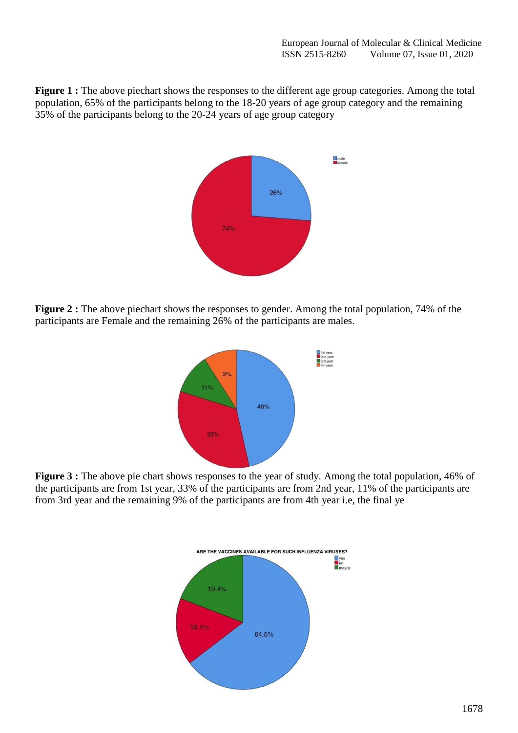**Figure 1 :** The above piechart shows the responses to the different age group categories. Among the total population, 65% of the participants belong to the 18-20 years of age group category and the remaining 35% of the participants belong to the 20-24 years of age group category

**Figure 2 :** The above piechart shows the responses to gender. Among the total population, 74% of the participants are Female and the remaining 26% of the participants are males.

**Figure 3 :** The above pie chart shows responses to the year of study. Among the total population, 46% of the participants are from 1st year, 33% of the participants are from 2nd year, 11% of the participants are from 3rd year and the remaining 9% of the participants are from 4th year i.e, the final ye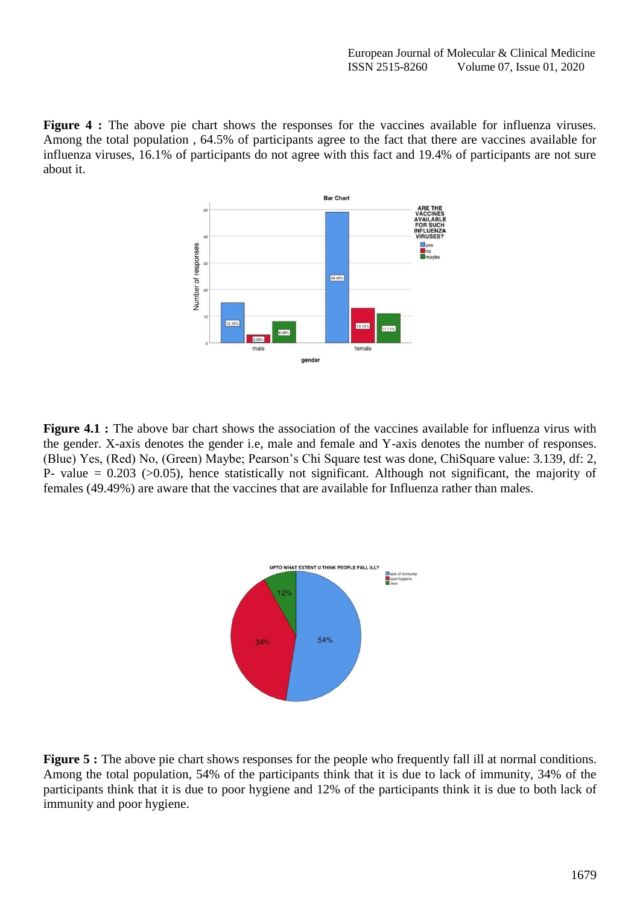**Figure 4 :** The above pie chart shows the responses for the vaccines available for influenza viruses. Among the total population , 64.5% of participants agree to the fact that there are vaccines available for influenza viruses, 16.1% of participants do not agree with this fact and 19.4% of participants are not sure about it.

**Figure 4.1 :** The above bar chart shows the association of the vaccines available for influenza virus with the gender. X-axis denotes the gender i.e, male and female and Y-axis denotes the number of responses. (Blue) Yes, (Red) No, (Green) Maybe; Pearson's Chi Square test was done, ChiSquare value: 3.139, df: 2, P- value = 0.203 (>0.05), hence statistically not significant. Although not significant, the majority of females (49.49%) are aware that the vaccines that are available for Influenza rather than males.

**Figure 5 :** The above pie chart shows responses for the people who frequently fall ill at normal conditions. Among the total population, 54% of the participants think that it is due to lack of immunity, 34% of the participants think that it is due to poor hygiene and 12% of the participants think it is due to both lack of immunity and poor hygiene.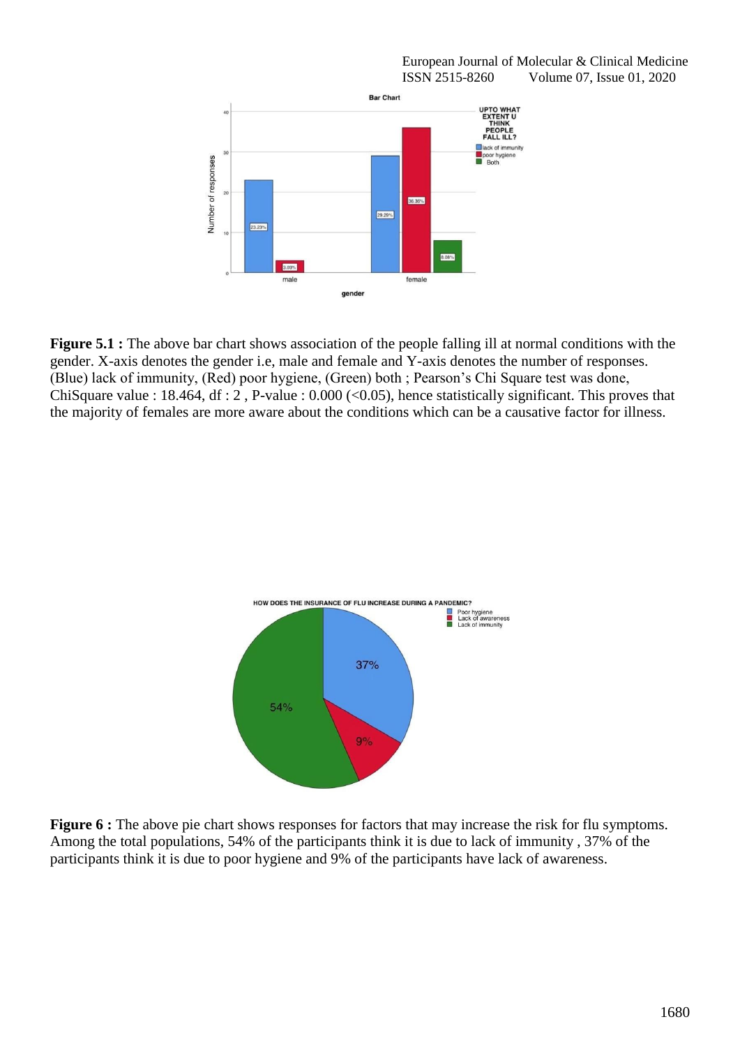**Figure 5.1 :** The above bar chart shows association of the people falling ill at normal conditions with the gender. X-axis denotes the gender i.e, male and female and Y-axis denotes the number of responses. (Blue) lack of immunity, (Red) poor hygiene, (Green) both ; Pearson's Chi Square test was done, ChiSquare value : 18.464, df : 2 , P-value : 0.000 (<0.05), hence statistically significant. This proves that the majority of females are more aware about the conditions which can be a causative factor for illness.

**Figure 6 :** The above pie chart shows responses for factors that may increase the risk for flu symptoms. Among the total populations, 54% of the participants think it is due to lack of immunity , 37% of the participants think it is due to poor hygiene and 9% of the participants have lack of awareness.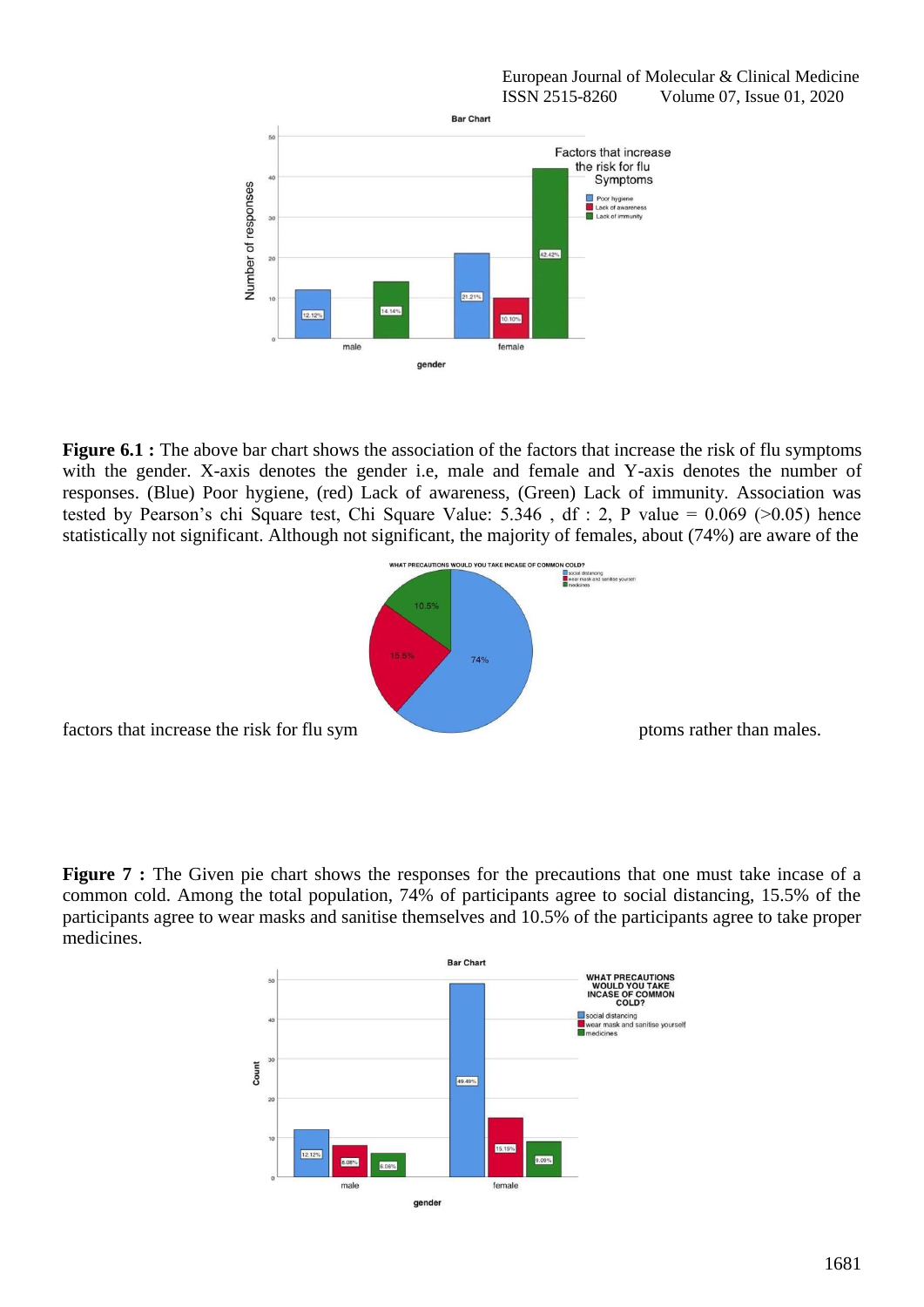**Figure 6.1 :** The above bar chart shows the association of the factors that increase the risk of flu symptoms with the gender. X-axis denotes the gender i.e, male and female and Y-axis denotes the number of responses. (Blue) Poor hygiene, (red) Lack of awareness, (Green) Lack of immunity. Association was tested by Pearson's chi Square test, Chi Square Value: 5.346 , df : 2, P value = 0.069 (>0.05) hence statistically not significant. Although not significant, the majority of females, about (74%) are aware of the factors that increase the risk for flu symptoms rather than males.

**Figure 7 :** The Given pie chart shows the responses for the precautions that one must take incase of a common cold. Among the total population, 74% of participants agree to social distancing, 15.5% of the participants agree to wear masks and sanitise themselves and 10.5% of the participants agree to take proper medicines.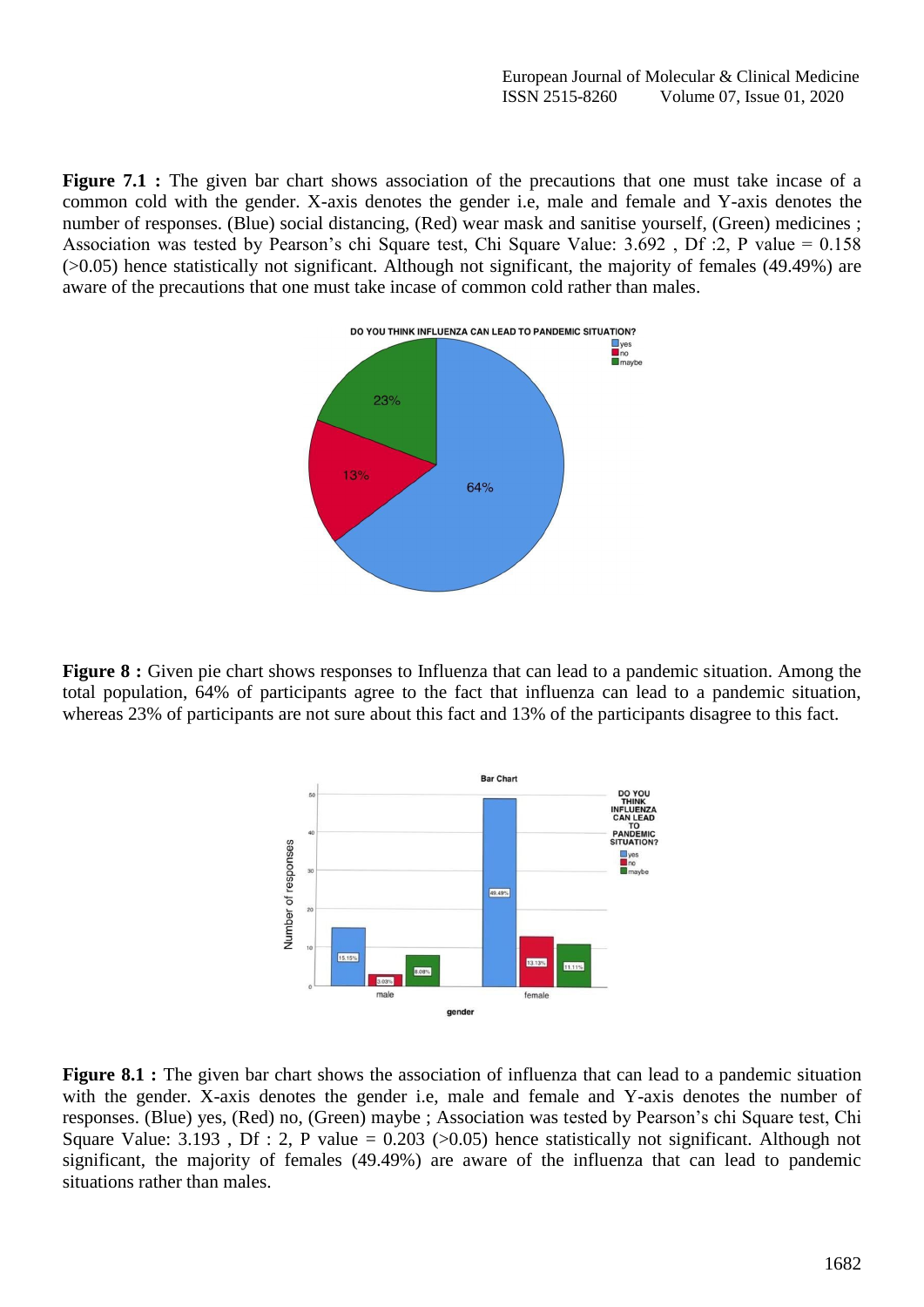**Figure 7.1 :** The given bar chart shows association of the precautions that one must take incase of a common cold with the gender. X-axis denotes the gender i.e, male and female and Y-axis denotes the number of responses. (Blue) social distancing, (Red) wear mask and sanitise yourself, (Green) medicines ; Association was tested by Pearson's chi Square test, Chi Square Value: 3.692 , Df :2, P value = 0.158 (>0.05) hence statistically not significant. Although not significant, the majority of females (49.49%) are aware of the precautions that one must take incase of common cold rather than males.

DO YOU THINK INFLUENZA CAN LEAD TO PANDEMIC SITUATION?

yes
no
maybe

23%
13%
64%

**Figure 8 :** Given pie chart shows responses to Influenza that can lead to a pandemic situation. Among the total population, 64% of participants agree to the fact that influenza can lead to a pandemic situation, whereas 23% of participants are not sure about this fact and 13% of the participants disagree to this fact.

Bar Chart

DO YOU THINK INFLUENZA CAN LEAD TO PANDEMIC SITUATION?

yes
no
maybe

Number of responses

0
10
20
30
40
50

15.15%
3.03%
8.08%
49.49%
13.13%
11.11%

male
female

gender

**Figure 8.1 :** The given bar chart shows the association of influenza that can lead to a pandemic situation with the gender. X-axis denotes the gender i.e, male and female and Y-axis denotes the number of responses. (Blue) yes, (Red) no, (Green) maybe ; Association was tested by Pearson's chi Square test, Chi Square Value: 3.193 , Df : 2, P value = 0.203 (>0.05) hence statistically not significant. Although not significant, the majority of females (49.49%) are aware of the influenza that can lead to pandemic situations rather than males.